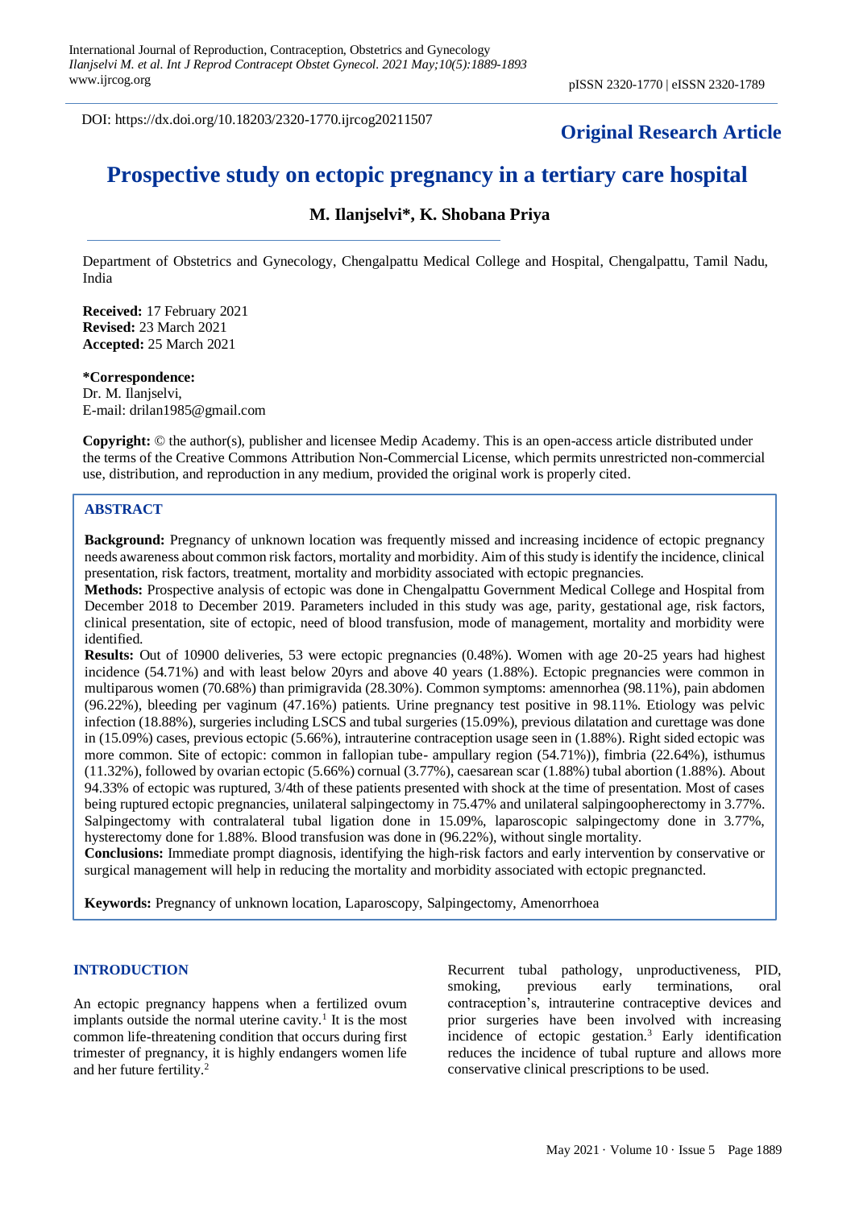DOI: https://dx.doi.org/10.18203/2320-1770.ijrcog20211507

**Original Research Article**

# Prospective study on ectopic pregnancy in a tertiary care hospital

**M. Ilanjselvi\*, K. Shobana Priya**

Department of Obstetrics and Gynecology, Chengalpattu Medical College and Hospital, Chengalpattu, Tamil Nadu, India

**Received:** 17 February 2021
**Revised:** 23 March 2021
**Accepted:** 25 March 2021

**\*Correspondence:**
Dr. M. Ilanjselvi,
E-mail: drilan1985@gmail.com

**Copyright:** © the author(s), publisher and licensee Medip Academy. This is an open-access article distributed under the terms of the Creative Commons Attribution Non-Commercial License, which permits unrestricted non-commercial use, distribution, and reproduction in any medium, provided the original work is properly cited.

## ABSTRACT

**Background:** Pregnancy of unknown location was frequently missed and increasing incidence of ectopic pregnancy needs awareness about common risk factors, mortality and morbidity. Aim of this study is identify the incidence, clinical presentation, risk factors, treatment, mortality and morbidity associated with ectopic pregnancies.

**Methods:** Prospective analysis of ectopic was done in Chengalpattu Government Medical College and Hospital from December 2018 to December 2019. Parameters included in this study was age, parity, gestational age, risk factors, clinical presentation, site of ectopic, need of blood transfusion, mode of management, mortality and morbidity were identified.

**Results:** Out of 10900 deliveries, 53 were ectopic pregnancies (0.48%). Women with age 20-25 years had highest incidence (54.71%) and with least below 20yrs and above 40 years (1.88%). Ectopic pregnancies were common in multiparous women (70.68%) than primigravida (28.30%). Common symptoms: amennorhea (98.11%), pain abdomen (96.22%), bleeding per vaginum (47.16%) patients. Urine pregnancy test positive in 98.11%. Etiology was pelvic infection (18.88%), surgeries including LSCS and tubal surgeries (15.09%), previous dilatation and curettage was done in (15.09%) cases, previous ectopic (5.66%), intrauterine contraception usage seen in (1.88%). Right sided ectopic was more common. Site of ectopic: common in fallopian tube- ampullary region (54.71%)), fimbria (22.64%), isthumus (11.32%), followed by ovarian ectopic (5.66%) cornual (3.77%), caesarean scar (1.88%) tubal abortion (1.88%). About 94.33% of ectopic was ruptured, 3/4th of these patients presented with shock at the time of presentation. Most of cases being ruptured ectopic pregnancies, unilateral salpingectomy in 75.47% and unilateral salpingoopherectomy in 3.77%. Salpingectomy with contralateral tubal ligation done in 15.09%, laparoscopic salpingectomy done in 3.77%, hysterectomy done for 1.88%. Blood transfusion was done in (96.22%), without single mortality.

**Conclusions:** Immediate prompt diagnosis, identifying the high-risk factors and early intervention by conservative or surgical management will help in reducing the mortality and morbidity associated with ectopic pregnancted.

**Keywords:** Pregnancy of unknown location, Laparoscopy, Salpingectomy, Amenorrhoea

## INTRODUCTION

An ectopic pregnancy happens when a fertilized ovum implants outside the normal uterine cavity.[1] It is the most common life-threatening condition that occurs during first trimester of pregnancy, it is highly endangers women life and her future fertility.[2]

Recurrent tubal pathology, unproductiveness, PID, smoking, previous early terminations, oral contraception's, intrauterine contraceptive devices and prior surgeries have been involved with increasing incidence of ectopic gestation.[3] Early identification reduces the incidence of tubal rupture and allows more conservative clinical prescriptions to be used.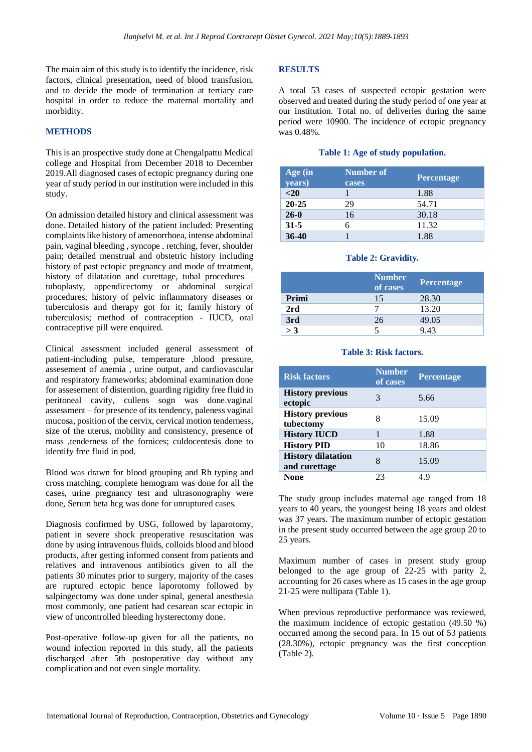The main aim of this study is to identify the incidence, risk factors, clinical presentation, need of blood transfusion, and to decide the mode of termination at tertiary care hospital in order to reduce the maternal mortality and morbidity.

## METHODS

This is an prospective study done at Chengalpattu Medical college and Hospital from December 2018 to December 2019.All diagnosed cases of ectopic pregnancy during one year of study period in our institution were included in this study.

On admission detailed history and clinical assessment was done. Detailed history of the patient included: Presenting complaints like history of amenorrhoea, intense abdominal pain, vaginal bleeding , syncope , retching, fever, shoulder pain; detailed menstrual and obstetric history including history of past ectopic pregnancy and mode of treatment, history of dilatation and curettage, tubal procedures – tuboplasty, appendicectomy or abdominal surgical procedures; history of pelvic inflammatory diseases or tuberculosis and therapy got for it; family history of tuberculosis; method of contraception - IUCD, oral contraceptive pill were enquired.

Clinical assessment included general assessment of patient-including pulse, temperature ,blood pressure, assesement of anemia , urine output, and cardiovascular and respiratory frameworks; abdominal examination done for assesement of distention, guarding rigidity free fluid in peritoneal cavity, cullens sogn was done.vaginal assessment – for presence of its tendency, paleness vaginal mucosa, position of the cervix, cervical motion tenderness, size of the uterus, mobility and consistency, presence of mass ,tenderness of the fornices; culdocentesis done to identify free fluid in pod.

Blood was drawn for blood grouping and Rh typing and cross matching, complete hemogram was done for all the cases, urine pregnancy test and ultrasonography were done, Serum beta hcg was done for unruptured cases.

Diagnosis confirmed by USG, followed by laparotomy, patient in severe shock preoperative resuscitation was done by using intravenous fluids, colloids blood and blood products, after getting informed consent from patients and relatives and intravenous antibiotics given to all the patients 30 minutes prior to surgery, majority of the cases are ruptured ectopic hence laporotomy followed by salpingectomy was done under spinal, general anesthesia most commonly, one patient had cesarean scar ectopic in view of uncontrolled bleeding hysterectomy done.

Post-operative follow-up given for all the patients, no wound infection reported in this study, all the patients discharged after 5th postoperative day without any complication and not even single mortality.

## RESULTS

A total 53 cases of suspected ectopic gestation were observed and treated during the study period of one year at our institution. Total no. of deliveries during the same period were 10900. The incidence of ectopic pregnancy was 0.48%.

**Table 1: Age of study population.**

| Age (in years) | Number of cases | Percentage |
|---|---|---|
| <20 | 1 | 1.88 |
| 20-25 | 29 | 54.71 |
| 26-0 | 16 | 30.18 |
| 31-5 | 6 | 11.32 |
| 36-40 | 1 | 1.88 |

**Table 2: Gravidity.**

| | Number of cases | Percentage |
|---|---|---|
| Primi | 15 | 28.30 |
| 2rd | 7 | 13.20 |
| 3rd | 26 | 49.05 |
| > 3 | 5 | 9.43 |

**Table 3: Risk factors.**

| Risk factors | Number of cases | Percentage |
|---|---|---|
| History previous ectopic | 3 | 5.66 |
| History previous tubectomy | 8 | 15.09 |
| History IUCD | 1 | 1.88 |
| History PID | 10 | 18.86 |
| History dilatation and curettage | 8 | 15.09 |
| None | 23 | 4.9 |

The study group includes maternal age ranged from 18 years to 40 years, the youngest being 18 years and oldest was 37 years. The maximum number of ectopic gestation in the present study occurred between the age group 20 to 25 years.

Maximum number of cases in present study group belonged to the age group of 22-25 with parity 2, accounting for 26 cases where as 15 cases in the age group 21-25 were nullipara (Table 1).

When previous reproductive performance was reviewed, the maximum incidence of ectopic gestation (49.50 %) occurred among the second para. In 15 out of 53 patients (28.30%), ectopic pregnancy was the first conception (Table 2).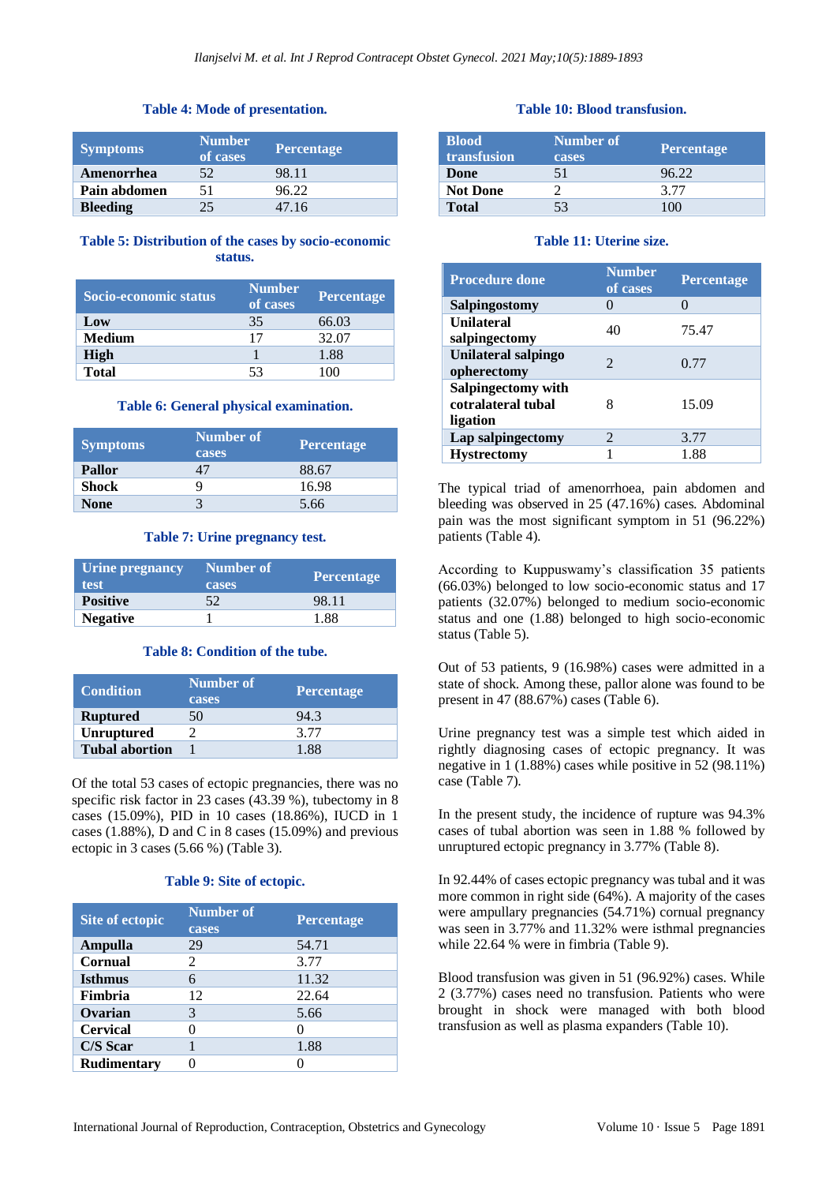**Table 4: Mode of presentation.**

| Symptoms | Number of cases | Percentage |
|---|---|---|
| Amenorrhea | 52 | 98.11 |
| Pain abdomen | 51 | 96.22 |
| Bleeding | 25 | 47.16 |

**Table 5: Distribution of the cases by socio-economic status.**

| Socio-economic status | Number of cases | Percentage |
|---|---|---|
| Low | 35 | 66.03 |
| Medium | 17 | 32.07 |
| High | 1 | 1.88 |
| Total | 53 | 100 |

**Table 6: General physical examination.**

| Symptoms | Number of cases | Percentage |
|---|---|---|
| Pallor | 47 | 88.67 |
| Shock | 9 | 16.98 |
| None | 3 | 5.66 |

**Table 7: Urine pregnancy test.**

| Urine pregnancy test | Number of cases | Percentage |
|---|---|---|
| Positive | 52 | 98.11 |
| Negative | 1 | 1.88 |

**Table 8: Condition of the tube.**

| Condition | Number of cases | Percentage |
|---|---|---|
| Ruptured | 50 | 94.3 |
| Unruptured | 2 | 3.77 |
| Tubal abortion | 1 | 1.88 |

Of the total 53 cases of ectopic pregnancies, there was no specific risk factor in 23 cases (43.39 %), tubectomy in 8 cases (15.09%), PID in 10 cases (18.86%), IUCD in 1 cases (1.88%), D and C in 8 cases (15.09%) and previous ectopic in 3 cases (5.66 %) (Table 3).

**Table 9: Site of ectopic.**

| Site of ectopic | Number of cases | Percentage |
|---|---|---|
| Ampulla | 29 | 54.71 |
| Cornual | 2 | 3.77 |
| Isthmus | 6 | 11.32 |
| Fimbria | 12 | 22.64 |
| Ovarian | 3 | 5.66 |
| Cervical | 0 | 0 |
| C/S Scar | 1 | 1.88 |
| Rudimentary | 0 | 0 |

**Table 10: Blood transfusion.**

| Blood transfusion | Number of cases | Percentage |
|---|---|---|
| Done | 51 | 96.22 |
| Not Done | 2 | 3.77 |
| Total | 53 | 100 |

**Table 11: Uterine size.**

| Procedure done | Number of cases | Percentage |
|---|---|---|
| Salpingostomy | 0 | 0 |
| Unilateral salpingectomy | 40 | 75.47 |
| Unilateral salpingo opherectomy | 2 | 0.77 |
| Salpingectomy with cotralateral tubal ligation | 8 | 15.09 |
| Lap salpingectomy | 2 | 3.77 |
| Hystrectomy | 1 | 1.88 |

The typical triad of amenorrhoea, pain abdomen and bleeding was observed in 25 (47.16%) cases. Abdominal pain was the most significant symptom in 51 (96.22%) patients (Table 4).

According to Kuppuswamy's classification 35 patients (66.03%) belonged to low socio-economic status and 17 patients (32.07%) belonged to medium socio-economic status and one (1.88) belonged to high socio-economic status (Table 5).

Out of 53 patients, 9 (16.98%) cases were admitted in a state of shock. Among these, pallor alone was found to be present in 47 (88.67%) cases (Table 6).

Urine pregnancy test was a simple test which aided in rightly diagnosing cases of ectopic pregnancy. It was negative in 1 (1.88%) cases while positive in 52 (98.11%) case (Table 7).

In the present study, the incidence of rupture was 94.3% cases of tubal abortion was seen in 1.88 % followed by unruptured ectopic pregnancy in 3.77% (Table 8).

In 92.44% of cases ectopic pregnancy was tubal and it was more common in right side (64%). A majority of the cases were ampullary pregnancies (54.71%) cornual pregnancy was seen in 3.77% and 11.32% were isthmal pregnancies while 22.64 % were in fimbria (Table 9).

Blood transfusion was given in 51 (96.92%) cases. While 2 (3.77%) cases need no transfusion. Patients who were brought in shock were managed with both blood transfusion as well as plasma expanders (Table 10).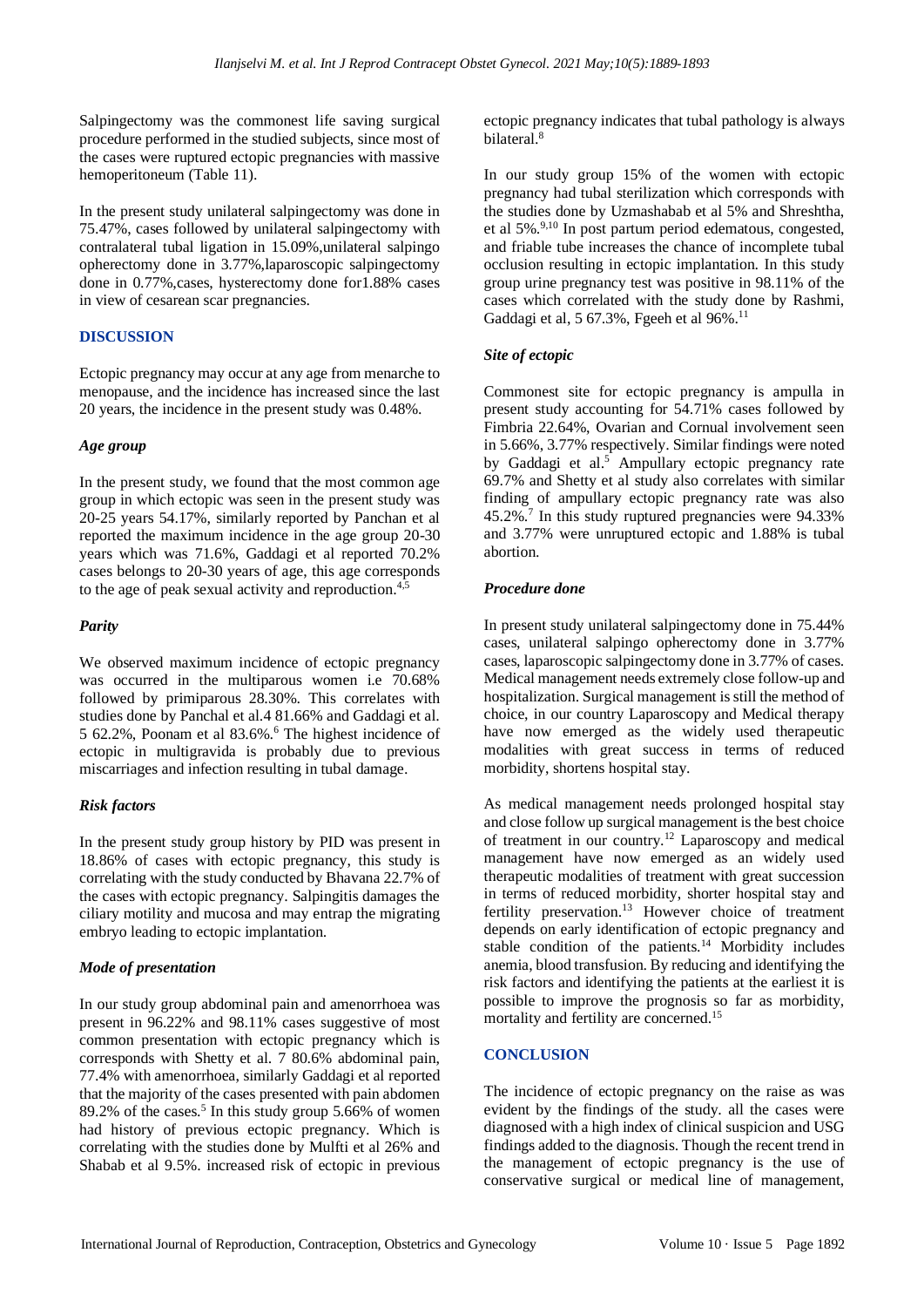Salpingectomy was the commonest life saving surgical procedure performed in the studied subjects, since most of the cases were ruptured ectopic pregnancies with massive hemoperitoneum (Table 11).

In the present study unilateral salpingectomy was done in 75.47%, cases followed by unilateral salpingectomy with contralateral tubal ligation in 15.09%,unilateral salpingo opherectomy done in 3.77%,laparoscopic salpingectomy done in 0.77%,cases, hysterectomy done for1.88% cases in view of cesarean scar pregnancies.

## DISCUSSION

Ectopic pregnancy may occur at any age from menarche to menopause, and the incidence has increased since the last 20 years, the incidence in the present study was 0.48%.

### *Age group*

In the present study, we found that the most common age group in which ectopic was seen in the present study was 20-25 years 54.17%, similarly reported by Panchan et al reported the maximum incidence in the age group 20-30 years which was 71.6%, Gaddagi et al reported 70.2% cases belongs to 20-30 years of age, this age corresponds to the age of peak sexual activity and reproduction.[4,5]

### *Parity*

We observed maximum incidence of ectopic pregnancy was occurred in the multiparous women i.e 70.68% followed by primiparous 28.30%. This correlates with studies done by Panchal et al.4 81.66% and Gaddagi et al. 5 62.2%, Poonam et al 83.6%.[6] The highest incidence of ectopic in multigravida is probably due to previous miscarriages and infection resulting in tubal damage.

### *Risk factors*

In the present study group history by PID was present in 18.86% of cases with ectopic pregnancy, this study is correlating with the study conducted by Bhavana 22.7% of the cases with ectopic pregnancy. Salpingitis damages the ciliary motility and mucosa and may entrap the migrating embryo leading to ectopic implantation.

### *Mode of presentation*

In our study group abdominal pain and amenorrhoea was present in 96.22% and 98.11% cases suggestive of most common presentation with ectopic pregnancy which is corresponds with Shetty et al. 7 80.6% abdominal pain, 77.4% with amenorrhoea, similarly Gaddagi et al reported that the majority of the cases presented with pain abdomen 89.2% of the cases.[5] In this study group 5.66% of women had history of previous ectopic pregnancy. Which is correlating with the studies done by Mulfti et al 26% and Shabab et al 9.5%. increased risk of ectopic in previous ectopic pregnancy indicates that tubal pathology is always bilateral.[8]

In our study group 15% of the women with ectopic pregnancy had tubal sterilization which corresponds with the studies done by Uzmashabab et al 5% and Shreshtha, et al 5%.[9,10] In post partum period edematous, congested, and friable tube increases the chance of incomplete tubal occlusion resulting in ectopic implantation. In this study group urine pregnancy test was positive in 98.11% of the cases which correlated with the study done by Rashmi, Gaddagi et al, 5 67.3%, Fgeeh et al 96%.[11]

### *Site of ectopic*

Commonest site for ectopic pregnancy is ampulla in present study accounting for 54.71% cases followed by Fimbria 22.64%, Ovarian and Cornual involvement seen in 5.66%, 3.77% respectively. Similar findings were noted by Gaddagi et al.[5] Ampullary ectopic pregnancy rate 69.7% and Shetty et al study also correlates with similar finding of ampullary ectopic pregnancy rate was also 45.2%.[7] In this study ruptured pregnancies were 94.33% and 3.77% were unruptured ectopic and 1.88% is tubal abortion.

### *Procedure done*

In present study unilateral salpingectomy done in 75.44% cases, unilateral salpingo opherectomy done in 3.77% cases, laparoscopic salpingectomy done in 3.77% of cases. Medical management needs extremely close follow-up and hospitalization. Surgical management is still the method of choice, in our country Laparoscopy and Medical therapy have now emerged as the widely used therapeutic modalities with great success in terms of reduced morbidity, shortens hospital stay.

As medical management needs prolonged hospital stay and close follow up surgical management is the best choice of treatment in our country.[12] Laparoscopy and medical management have now emerged as an widely used therapeutic modalities of treatment with great succession in terms of reduced morbidity, shorter hospital stay and fertility preservation.[13] However choice of treatment depends on early identification of ectopic pregnancy and stable condition of the patients.[14] Morbidity includes anemia, blood transfusion. By reducing and identifying the risk factors and identifying the patients at the earliest it is possible to improve the prognosis so far as morbidity, mortality and fertility are concerned.[15]

## CONCLUSION

The incidence of ectopic pregnancy on the raise as was evident by the findings of the study. all the cases were diagnosed with a high index of clinical suspicion and USG findings added to the diagnosis. Though the recent trend in the management of ectopic pregnancy is the use of conservative surgical or medical line of management,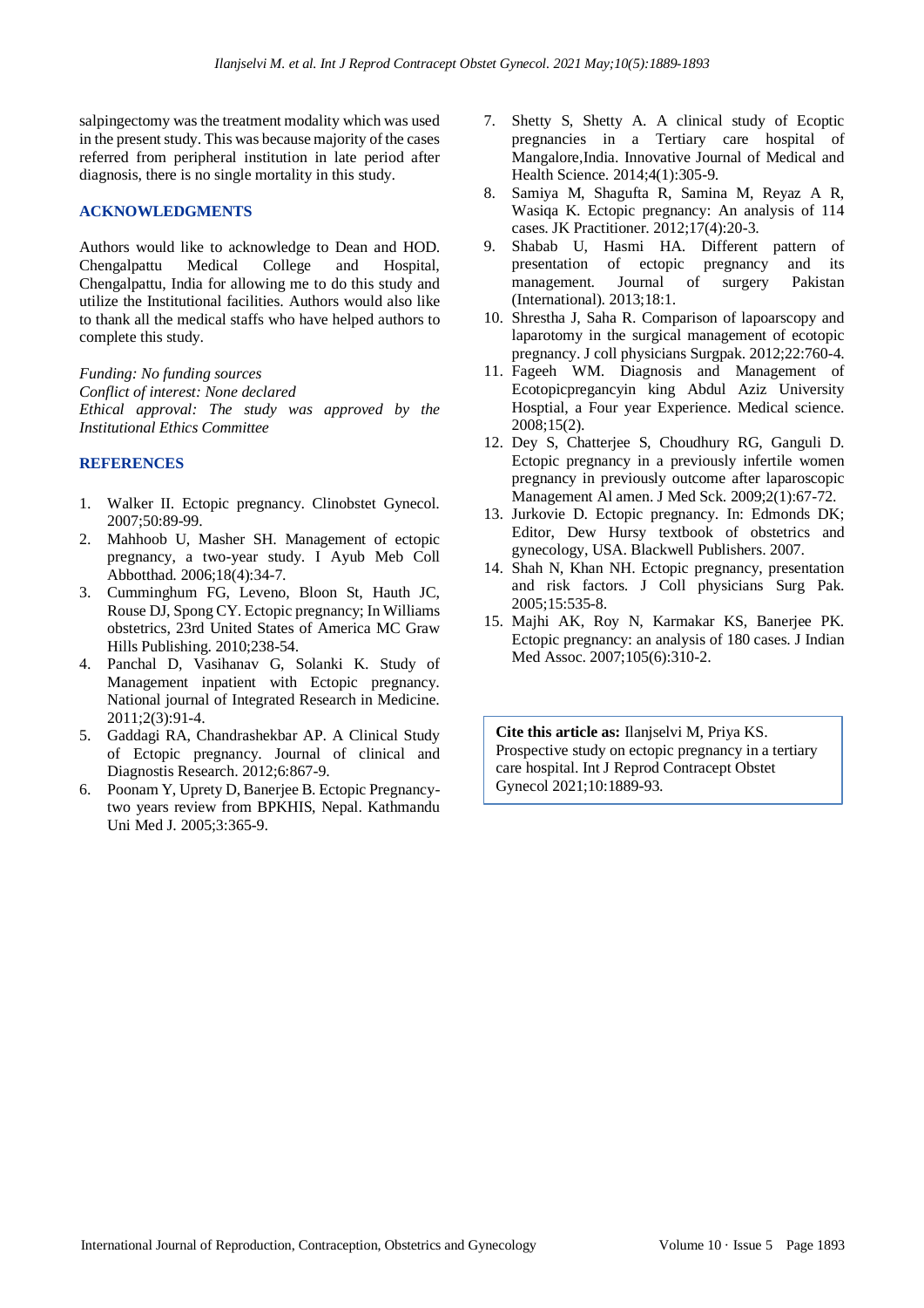salpingectomy was the treatment modality which was used in the present study. This was because majority of the cases referred from peripheral institution in late period after diagnosis, there is no single mortality in this study.

## ACKNOWLEDGMENTS

Authors would like to acknowledge to Dean and HOD. Chengalpattu Medical College and Hospital, Chengalpattu, India for allowing me to do this study and utilize the Institutional facilities. Authors would also like to thank all the medical staffs who have helped authors to complete this study.

*Funding: No funding sources*
*Conflict of interest: None declared*
*Ethical approval: The study was approved by the Institutional Ethics Committee*

## REFERENCES

1. Walker II. Ectopic pregnancy. Clinobstet Gynecol. 2007;50:89-99.
2. Mahhoob U, Masher SH. Management of ectopic pregnany, a two-year study. I Ayub Meb Coll Abbotthad. 2006;18(4):34-7.
3. Cumminghum FG, Leveno, Bloon St, Hauth JC, Rouse DJ, Spong CY. Ectopic pregnancy; In Williams obstetrics, 23rd United States of America MC Graw Hills Publishing. 2010;238-54.
4. Panchal D, Vasihanav G, Solanki K. Study of Management inpatient with Ectopic pregnancy. National journal of Integrated Research in Medicine. 2011;2(3):91-4.
5. Gaddagi RA, Chandrashekbar AP. A Clinical Study of Ectopic pregnancy. Journal of clinical and Diagnostis Research. 2012;6:867-9.
6. Poonam Y, Uprety D, Banerjee B. Ectopic Pregnancy-two years review from BPKHIS, Nepal. Kathmandu Uni Med J. 2005;3:365-9.
7. Shetty S, Shetty A. A clinical study of Ecoptic pregnancies in a Tertiary care hospital of Mangalore,India. Innovative Journal of Medical and Health Science. 2014;4(1):305-9.
8. Samiya M, Shagufta R, Samina M, Reyaz A R, Wasiqa K. Ectopic pregnancy: An analysis of 114 cases. JK Practitioner. 2012;17(4):20-3.
9. Shabab U, Hasmi HA. Different pattern of presentation of ectopic pregnancy and its management. Journal of surgery Pakistan (International). 2013;18:1.
10. Shrestha J, Saha R. Comparison of lapoarscopy and laparotomy in the surgical management of ecotopic pregnancy. J coll physicians Surgpak. 2012;22:760-4.
11. Fageeh WM. Diagnosis and Management of Ecotopicpregancyin king Abdul Aziz University Hosptial, a Four year Experience. Medical science. 2008;15(2).
12. Dey S, Chatterjee S, Choudhury RG, Ganguli D. Ectopic pregnancy in a previously infertile women pregnancy in previously outcome after laparoscopic Management Al amen. J Med Sck. 2009;2(1):67-72.
13. Jurkovie D. Ectopic pregnancy. In: Edmonds DK; Editor, Dew Hursy textbook of obstetrics and gynecology, USA. Blackwell Publishers. 2007.
14. Shah N, Khan NH. Ectopic pregnancy, presentation and risk factors. J Coll physicians Surg Pak. 2005;15:535-8.
15. Majhi AK, Roy N, Karmakar KS, Banerjee PK. Ectopic pregnancy: an analysis of 180 cases. J Indian Med Assoc. 2007;105(6):310-2.

**Cite this article as:** Ilanjselvi M, Priya KS. Prospective study on ectopic pregnancy in a tertiary care hospital. Int J Reprod Contracept Obstet Gynecol 2021;10:1889-93.